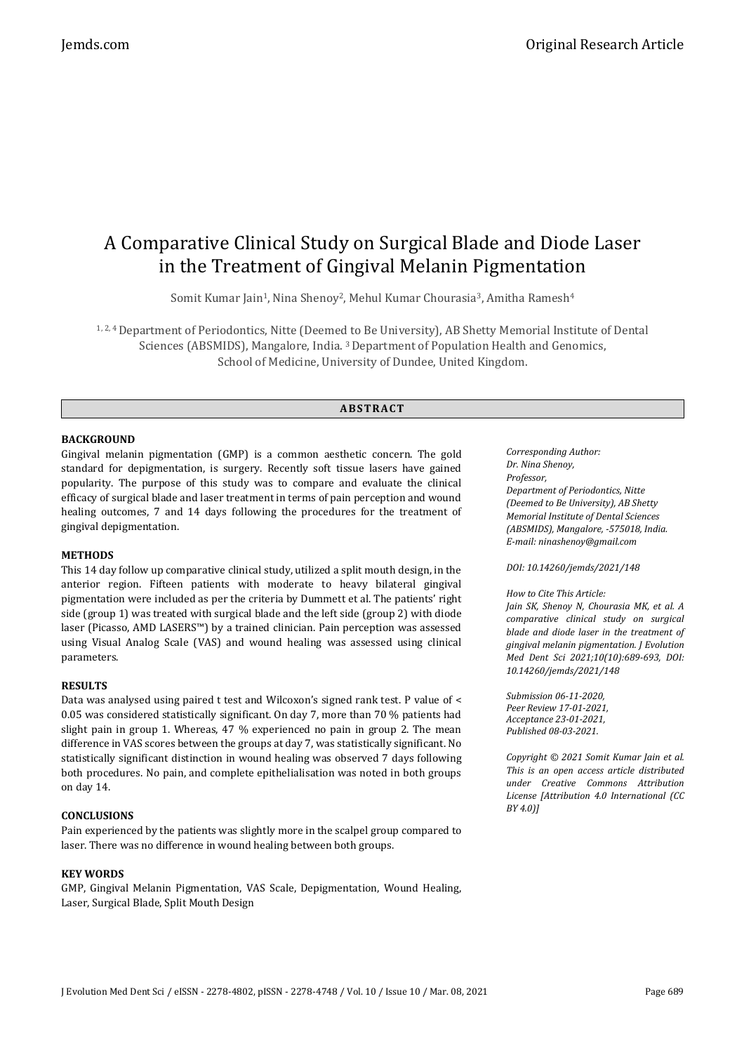# A Comparative Clinical Study on Surgical Blade and Diode Laser in the Treatment of Gingival Melanin Pigmentation

Somit Kumar Jain[1], Nina Shenoy[2], Mehul Kumar Chourasia[3], Amitha Ramesh[4]

[1, 2, 4] Department of Periodontics, Nitte (Deemed to Be University), AB Shetty Memorial Institute of Dental Sciences (ABSMIDS), Mangalore, India. [3] Department of Population Health and Genomics, School of Medicine, University of Dundee, United Kingdom.

## ABSTRACT

### BACKGROUND

Gingival melanin pigmentation (GMP) is a common aesthetic concern. The gold standard for depigmentation, is surgery. Recently soft tissue lasers have gained popularity. The purpose of this study was to compare and evaluate the clinical efficacy of surgical blade and laser treatment in terms of pain perception and wound healing outcomes, 7 and 14 days following the procedures for the treatment of gingival depigmentation.

### METHODS

This 14 day follow up comparative clinical study, utilized a split mouth design, in the anterior region. Fifteen patients with moderate to heavy bilateral gingival pigmentation were included as per the criteria by Dummett et al. The patients' right side (group 1) was treated with surgical blade and the left side (group 2) with diode laser (Picasso, AMD LASERS™) by a trained clinician. Pain perception was assessed using Visual Analog Scale (VAS) and wound healing was assessed using clinical parameters.

### RESULTS

Data was analysed using paired t test and Wilcoxon's signed rank test. P value of < 0.05 was considered statistically significant. On day 7, more than 70 % patients had slight pain in group 1. Whereas, 47 % experienced no pain in group 2. The mean difference in VAS scores between the groups at day 7, was statistically significant. No statistically significant distinction in wound healing was observed 7 days following both procedures. No pain, and complete epithelialisation was noted in both groups on day 14.

### CONCLUSIONS

Pain experienced by the patients was slightly more in the scalpel group compared to laser. There was no difference in wound healing between both groups.

### KEY WORDS

GMP, Gingival Melanin Pigmentation, VAS Scale, Depigmentation, Wound Healing, Laser, Surgical Blade, Split Mouth Design

*Corresponding Author:*
*Dr. Nina Shenoy,*
*Professor,*
*Department of Periodontics, Nitte (Deemed to Be University), AB Shetty Memorial Institute of Dental Sciences (ABSMIDS), Mangalore, -575018, India.*
*E-mail: ninashenoy@gmail.com*

*DOI: 10.14260/jemds/2021/148*

*How to Cite This Article:*
*Jain SK, Shenoy N, Chourasia MK, et al. A comparative clinical study on surgical blade and diode laser in the treatment of gingival melanin pigmentation. J Evolution Med Dent Sci 2021;10(10):689-693, DOI: 10.14260/jemds/2021/148*

*Submission 06-11-2020,*
*Peer Review 17-01-2021,*
*Acceptance 23-01-2021,*
*Published 08-03-2021.*

*Copyright © 2021 Somit Kumar Jain et al. This is an open access article distributed under Creative Commons Attribution License [Attribution 4.0 International (CC BY 4.0)]*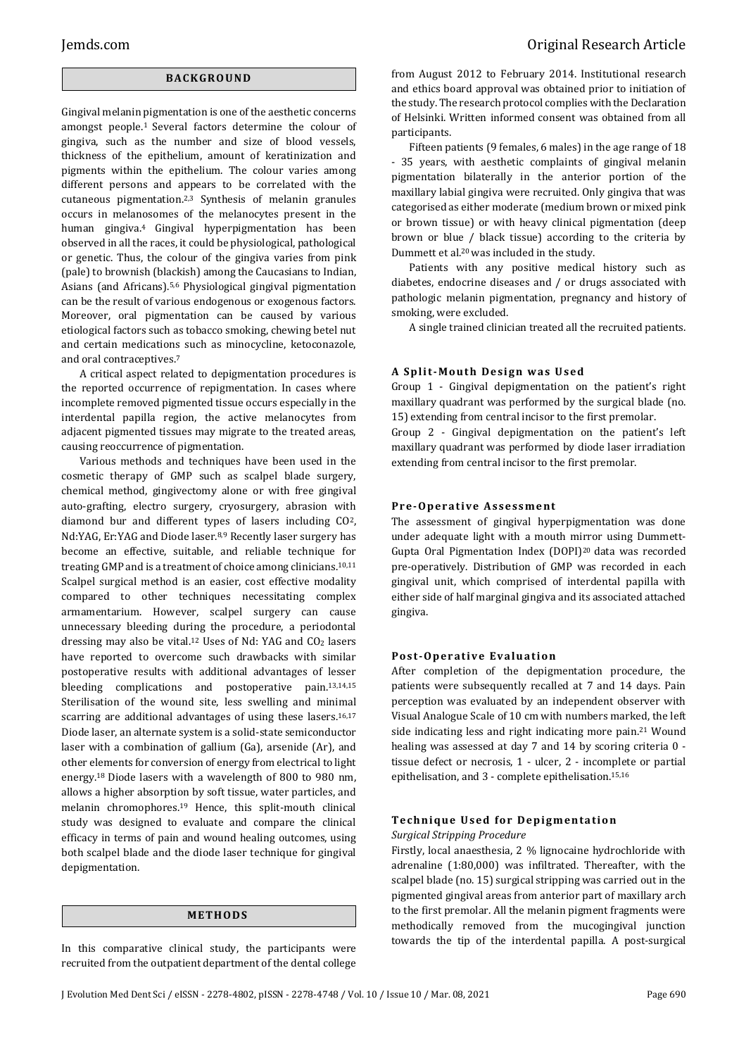## BACKGROUND

Gingival melanin pigmentation is one of the aesthetic concerns amongst people.[1] Several factors determine the colour of gingiva, such as the number and size of blood vessels, thickness of the epithelium, amount of keratinization and pigments within the epithelium. The colour varies among different persons and appears to be correlated with the cutaneous pigmentation.[2,3] Synthesis of melanin granules occurs in melanosomes of the melanocytes present in the human gingiva.[4] Gingival hyperpigmentation has been observed in all the races, it could be physiological, pathological or genetic. Thus, the colour of the gingiva varies from pink (pale) to brownish (blackish) among the Caucasians to Indian, Asians (and Africans).[5,6] Physiological gingival pigmentation can be the result of various endogenous or exogenous factors. Moreover, oral pigmentation can be caused by various etiological factors such as tobacco smoking, chewing betel nut and certain medications such as minocycline, ketoconazole, and oral contraceptives.[7]

A critical aspect related to depigmentation procedures is the reported occurrence of repigmentation. In cases where incomplete removed pigmented tissue occurs especially in the interdental papilla region, the active melanocytes from adjacent pigmented tissues may migrate to the treated areas, causing reoccurrence of pigmentation.

Various methods and techniques have been used in the cosmetic therapy of GMP such as scalpel blade surgery, chemical method, gingivectomy alone or with free gingival auto-grafting, electro surgery, cryosurgery, abrasion with diamond bur and different types of lasers including $CO_2$, Nd:YAG, Er:YAG and Diode laser.[8,9] Recently laser surgery has become an effective, suitable, and reliable technique for treating GMP and is a treatment of choice among clinicians.[10,11] Scalpel surgical method is an easier, cost effective modality compared to other techniques necessitating complex armamentarium. However, scalpel surgery can cause unnecessary bleeding during the procedure, a periodontal dressing may also be vital.[12] Uses of Nd: YAG and $CO_2$ lasers have reported to overcome such drawbacks with similar postoperative results with additional advantages of lesser bleeding complications and postoperative pain.[13,14,15] Sterilisation of the wound site, less swelling and minimal scarring are additional advantages of using these lasers.[16,17] Diode laser, an alternate system is a solid-state semiconductor laser with a combination of gallium (Ga), arsenide (Ar), and other elements for conversion of energy from electrical to light energy.[18] Diode lasers with a wavelength of 800 to 980 nm, allows a higher absorption by soft tissue, water particles, and melanin chromophores.[19] Hence, this split-mouth clinical study was designed to evaluate and compare the clinical efficacy in terms of pain and wound healing outcomes, using both scalpel blade and the diode laser technique for gingival depigmentation.

## METHODS

In this comparative clinical study, the participants were recruited from the outpatient department of the dental college from August 2012 to February 2014. Institutional research and ethics board approval was obtained prior to initiation of the study. The research protocol complies with the Declaration of Helsinki. Written informed consent was obtained from all participants.

Fifteen patients (9 females, 6 males) in the age range of 18 - 35 years, with aesthetic complaints of gingival melanin pigmentation bilaterally in the anterior portion of the maxillary labial gingiva were recruited. Only gingiva that was categorised as either moderate (medium brown or mixed pink or brown tissue) or with heavy clinical pigmentation (deep brown or blue / black tissue) according to the criteria by Dummett et al.[20] was included in the study.

Patients with any positive medical history such as diabetes, endocrine diseases and / or drugs associated with pathologic melanin pigmentation, pregnancy and history of smoking, were excluded.

A single trained clinician treated all the recruited patients.

### A Split-Mouth Design was Used

Group 1 - Gingival depigmentation on the patient's right maxillary quadrant was performed by the surgical blade (no. 15) extending from central incisor to the first premolar.

Group 2 - Gingival depigmentation on the patient's left maxillary quadrant was performed by diode laser irradiation extending from central incisor to the first premolar.

### Pre-Operative Assessment

The assessment of gingival hyperpigmentation was done under adequate light with a mouth mirror using Dummett-Gupta Oral Pigmentation Index (DOPI)[20] data was recorded pre-operatively. Distribution of GMP was recorded in each gingival unit, which comprised of interdental papilla with either side of half marginal gingiva and its associated attached gingiva.

### Post-Operative Evaluation

After completion of the depigmentation procedure, the patients were subsequently recalled at 7 and 14 days. Pain perception was evaluated by an independent observer with Visual Analogue Scale of 10 cm with numbers marked, the left side indicating less and right indicating more pain.[21] Wound healing was assessed at day 7 and 14 by scoring criteria 0 - tissue defect or necrosis, 1 - ulcer, 2 - incomplete or partial epithelisation, and 3 - complete epithelisation.[15,16]

### Technique Used for Depigmentation

*Surgical Stripping Procedure*

Firstly, local anaesthesia, 2 % lignocaine hydrochloride with adrenaline (1:80,000) was infiltrated. Thereafter, with the scalpel blade (no. 15) surgical stripping was carried out in the pigmented gingival areas from anterior part of maxillary arch to the first premolar. All the melanin pigment fragments were methodically removed from the mucogingival junction towards the tip of the interdental papilla. A post-surgical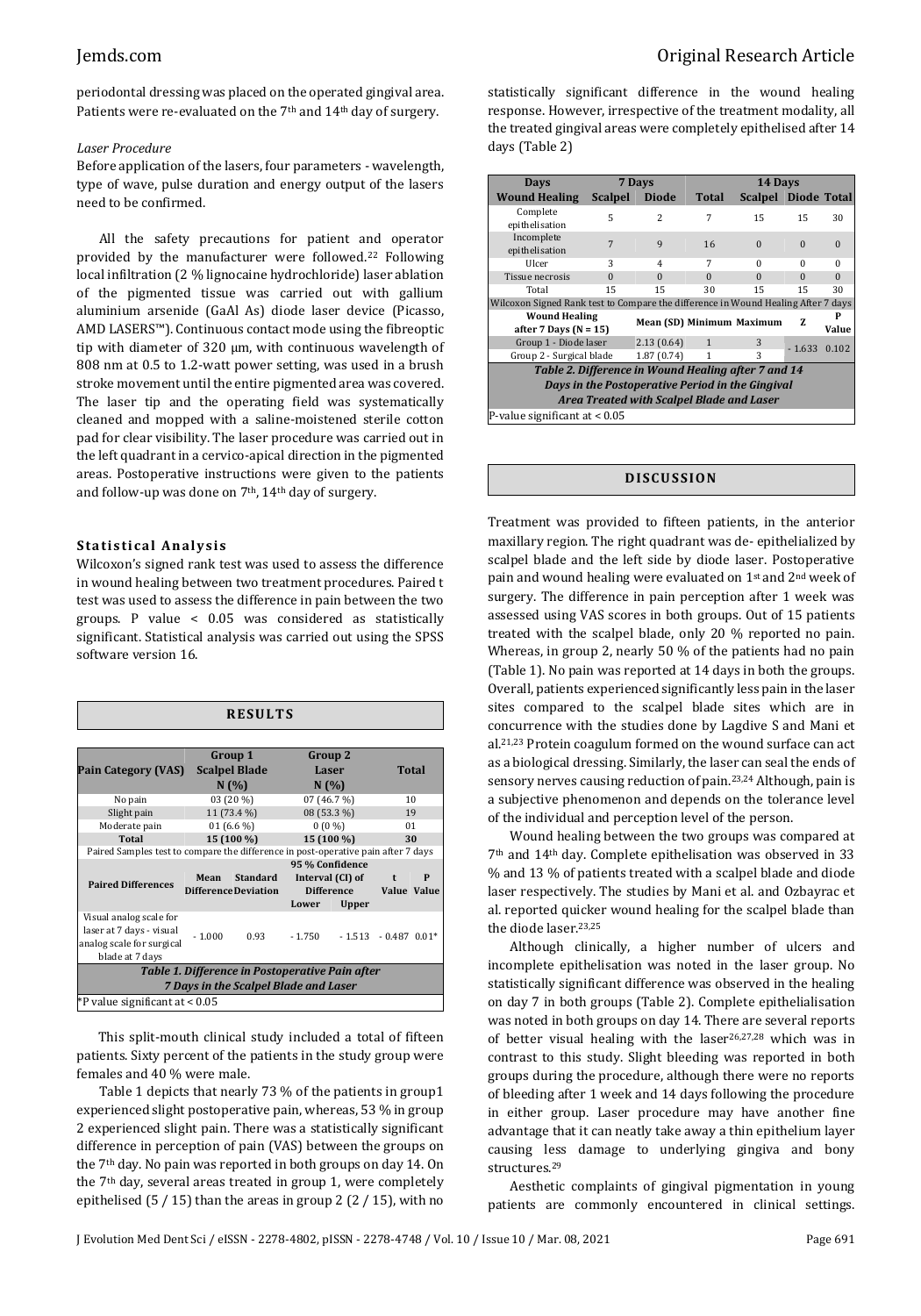periodontal dressing was placed on the operated gingival area. Patients were re-evaluated on the 7th and 14th day of surgery.

*Laser Procedure*

Before application of the lasers, four parameters - wavelength, type of wave, pulse duration and energy output of the lasers need to be confirmed.

All the safety precautions for patient and operator provided by the manufacturer were followed.[22] Following local infiltration (2 % lignocaine hydrochloride) laser ablation of the pigmented tissue was carried out with gallium aluminium arsenide (GaAl As) diode laser device (Picasso, AMD LASERS™). Continuous contact mode using the fibreoptic tip with diameter of 320 µm, with continuous wavelength of 808 nm at 0.5 to 1.2-watt power setting, was used in a brush stroke movement until the entire pigmented area was covered. The laser tip and the operating field was systematically cleaned and mopped with a saline-moistened sterile cotton pad for clear visibility. The laser procedure was carried out in the left quadrant in a cervico-apical direction in the pigmented areas. Postoperative instructions were given to the patients and follow-up was done on 7th, 14th day of surgery.

### Statistical Analysis

Wilcoxon's signed rank test was used to assess the difference in wound healing between two treatment procedures. Paired t test was used to assess the difference in pain between the two groups. P value < 0.05 was considered as statistically significant. Statistical analysis was carried out using the SPSS software version 16.

## RESULTS

| Pain Category (VAS) | Group 1 Scalpel Blade N (%) | Group 2 Laser N (%) | Total |
|---|---|---|---|
| No pain | 03 (20 %) | 07 (46.7 %) | 10 |
| Slight pain | 11 (73.4 %) | 08 (53.3 %) | 19 |
| Moderate pain | 01 (6.6 %) | 0 (0 %) | 01 |
| **Total** | **15 (100 %)** | **15 (100 %)** | **30** |

Paired Samples test to compare the difference in post-operative pain after 7 days

| Paired Differences | Mean Difference | Standard Deviation | 95 % Confidence Interval (CI) of Difference Lower | Upper | t Value | P Value |
|---|---|---|---|---|---|---|
| Visual analog scale for laser at 7 days - visual analog scale for surgical blade at 7 days | - 1.000 | 0.93 | - 1.750 | - 1.513 | - 0.487 | 0.01* |

***Table 1. Difference in Postoperative Pain after 7 Days in the Scalpel Blade and Laser***

*P value significant at < 0.05

This split-mouth clinical study included a total of fifteen patients. Sixty percent of the patients in the study group were females and 40 % were male.

Table 1 depicts that nearly 73 % of the patients in group1 experienced slight postoperative pain, whereas, 53 % in group 2 experienced slight pain. There was a statistically significant difference in perception of pain (VAS) between the groups on the 7th day. No pain was reported in both groups on day 14. On the 7th day, several areas treated in group 1, were completely epithelised (5 / 15) than the areas in group 2 (2 / 15), with no statistically significant difference in the wound healing response. However, irrespective of the treatment modality, all the treated gingival areas were completely epithelised after 14 days (Table 2)

| Days | 7 Days | | | 14 Days | | |
|---|---|---|---|---|---|---|
| **Wound Healing** | **Scalpel** | **Diode** | **Total** | **Scalpel** | **Diode** | **Total** |
| Complete epithelisation | 5 | 2 | 7 | 15 | 15 | 30 |
| Incomplete epithelisation | 7 | 9 | 16 | 0 | 0 | 0 |
| Ulcer | 3 | 4 | 7 | 0 | 0 | 0 |
| Tissue necrosis | 0 | 0 | 0 | 0 | 0 | 0 |
| Total | 15 | 15 | 30 | 15 | 15 | 30 |

Wilcoxon Signed Rank test to Compare the difference in Wound Healing After 7 days

| Wound Healing after 7 Days (N = 15) | Mean (SD) | Minimum | Maximum | Z | P Value |
|---|---|---|---|---|---|
| Group 1 - Diode laser | 2.13 (0.64) | 1 | 3 | - 1.633 | 0.102 |
| Group 2 - Surgical blade | 1.87 (0.74) | 1 | 3 | | |

***Table 2. Difference in Wound Healing after 7 and 14 Days in the Postoperative Period in the Gingival Area Treated with Scalpel Blade and Laser***

P-value significant at < 0.05

## DISCUSSION

Treatment was provided to fifteen patients, in the anterior maxillary region. The right quadrant was de- epithelialized by scalpel blade and the left side by diode laser. Postoperative pain and wound healing were evaluated on 1st and 2nd week of surgery. The difference in pain perception after 1 week was assessed using VAS scores in both groups. Out of 15 patients treated with the scalpel blade, only 20 % reported no pain. Whereas, in group 2, nearly 50 % of the patients had no pain (Table 1). No pain was reported at 14 days in both the groups. Overall, patients experienced significantly less pain in the laser sites compared to the scalpel blade sites which are in concurrence with the studies done by Lagdive S and Mani et al.[21,23] Protein coagulum formed on the wound surface can act as a biological dressing. Similarly, the laser can seal the ends of sensory nerves causing reduction of pain.[23,24] Although, pain is a subjective phenomenon and depends on the tolerance level of the individual and perception level of the person.

Wound healing between the two groups was compared at 7th and 14th day. Complete epithelisation was observed in 33 % and 13 % of patients treated with a scalpel blade and diode laser respectively. The studies by Mani et al. and Ozbayrac et al. reported quicker wound healing for the scalpel blade than the diode laser.[23,25]

Although clinically, a higher number of ulcers and incomplete epithelisation was noted in the laser group. No statistically significant difference was observed in the healing on day 7 in both groups (Table 2). Complete epithelialisation was noted in both groups on day 14. There are several reports of better visual healing with the laser[26,27,28] which was in contrast to this study. Slight bleeding was reported in both groups during the procedure, although there were no reports of bleeding after 1 week and 14 days following the procedure in either group. Laser procedure may have another fine advantage that it can neatly take away a thin epithelium layer causing less damage to underlying gingiva and bony structures.[29]

Aesthetic complaints of gingival pigmentation in young patients are commonly encountered in clinical settings.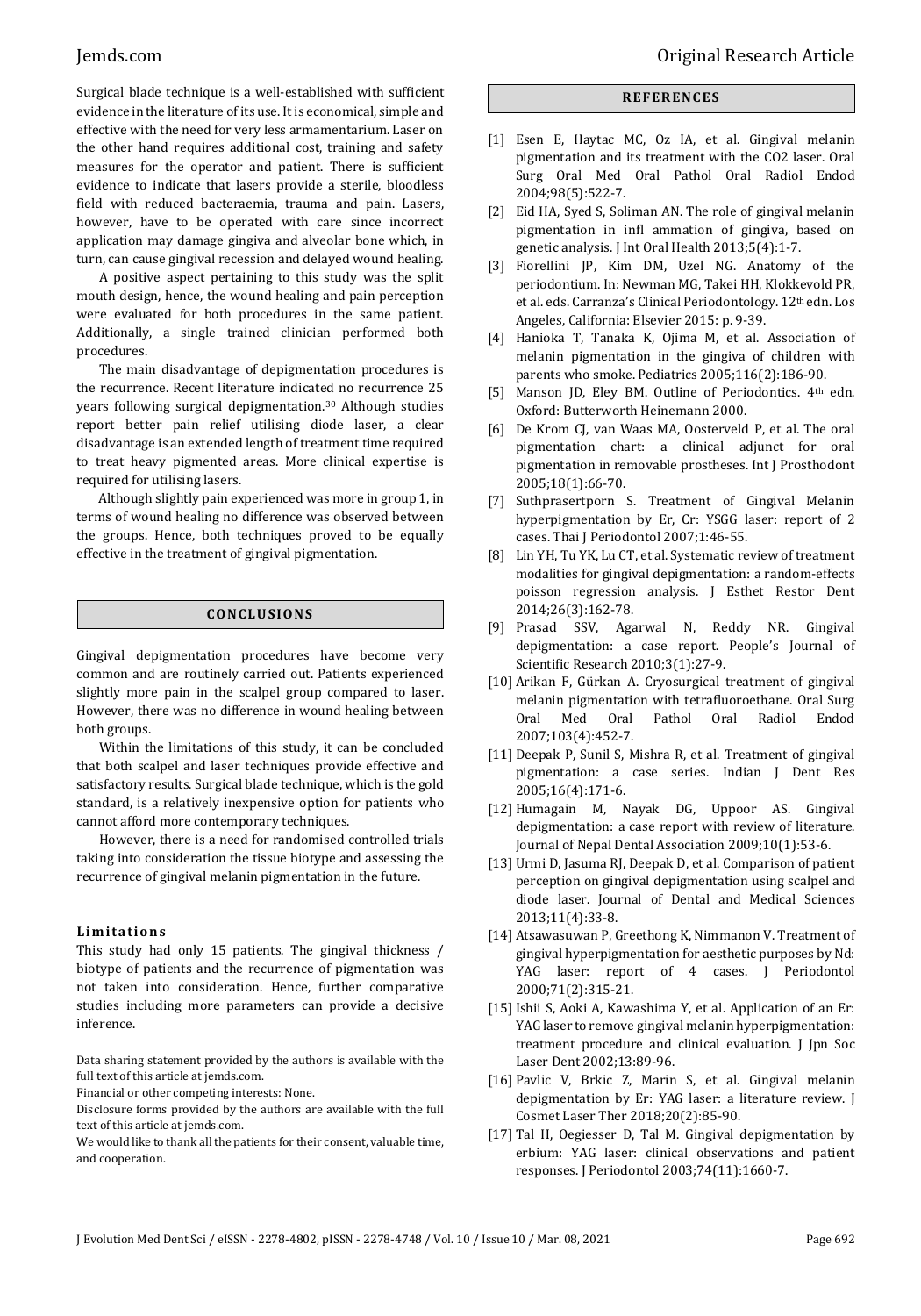Surgical blade technique is a well-established with sufficient evidence in the literature of its use. It is economical, simple and effective with the need for very less armamentarium. Laser on the other hand requires additional cost, training and safety measures for the operator and patient. There is sufficient evidence to indicate that lasers provide a sterile, bloodless field with reduced bacteraemia, trauma and pain. Lasers, however, have to be operated with care since incorrect application may damage gingiva and alveolar bone which, in turn, can cause gingival recession and delayed wound healing.

A positive aspect pertaining to this study was the split mouth design, hence, the wound healing and pain perception were evaluated for both procedures in the same patient. Additionally, a single trained clinician performed both procedures.

The main disadvantage of depigmentation procedures is the recurrence. Recent literature indicated no recurrence 25 years following surgical depigmentation.[30] Although studies report better pain relief utilising diode laser, a clear disadvantage is an extended length of treatment time required to treat heavy pigmented areas. More clinical expertise is required for utilising lasers.

Although slightly pain experienced was more in group 1, in terms of wound healing no difference was observed between the groups. Hence, both techniques proved to be equally effective in the treatment of gingival pigmentation.

## CONCLUSIONS

Gingival depigmentation procedures have become very common and are routinely carried out. Patients experienced slightly more pain in the scalpel group compared to laser. However, there was no difference in wound healing between both groups.

Within the limitations of this study, it can be concluded that both scalpel and laser techniques provide effective and satisfactory results. Surgical blade technique, which is the gold standard, is a relatively inexpensive option for patients who cannot afford more contemporary techniques.

However, there is a need for randomised controlled trials taking into consideration the tissue biotype and assessing the recurrence of gingival melanin pigmentation in the future.

### Limitations

This study had only 15 patients. The gingival thickness / biotype of patients and the recurrence of pigmentation was not taken into consideration. Hence, further comparative studies including more parameters can provide a decisive inference.

Data sharing statement provided by the authors is available with the full text of this article at jemds.com.

Financial or other competing interests: None.

Disclosure forms provided by the authors are available with the full text of this article at jemds.com.

We would like to thank all the patients for their consent, valuable time, and cooperation.

## REFERENCES

[1] Esen E, Haytac MC, Oz IA, et al. Gingival melanin pigmentation and its treatment with the CO2 laser. Oral Surg Oral Med Oral Pathol Oral Radiol Endod 2004;98(5):522-7.

[2] Eid HA, Syed S, Soliman AN. The role of gingival melanin pigmentation in infl ammation of gingiva, based on genetic analysis. J Int Oral Health 2013;5(4):1-7.

[3] Fiorellini JP, Kim DM, Uzel NG. Anatomy of the periodontium. In: Newman MG, Takei HH, Klokkevold PR, et al. eds. Carranza's Clinical Periodontology. 12th edn. Los Angeles, California: Elsevier 2015: p. 9-39.

[4] Hanioka T, Tanaka K, Ojima M, et al. Association of melanin pigmentation in the gingiva of children with parents who smoke. Pediatrics 2005;116(2):186-90.

[5] Manson JD, Eley BM. Outline of Periodontics. 4th edn. Oxford: Butterworth Heinemann 2000.

[6] De Krom CJ, van Waas MA, Oosterveld P, et al. The oral pigmentation chart: a clinical adjunct for oral pigmentation in removable prostheses. Int J Prosthodont 2005;18(1):66-70.

[7] Suthprasertporn S. Treatment of Gingival Melanin hyperpigmentation by Er, Cr: YSGG laser: report of 2 cases. Thai J Periodontol 2007;1:46-55.

[8] Lin YH, Tu YK, Lu CT, et al. Systematic review of treatment modalities for gingival depigmentation: a random-effects poisson regression analysis. J Esthet Restor Dent 2014;26(3):162-78.

[9] Prasad SSV, Agarwal N, Reddy NR. Gingival depigmentation: a case report. People's Journal of Scientific Research 2010;3(1):27-9.

[10] Arikan F, Gürkan A. Cryosurgical treatment of gingival melanin pigmentation with tetrafluoroethane. Oral Surg Oral Med Oral Pathol Oral Radiol Endod 2007;103(4):452-7.

[11] Deepak P, Sunil S, Mishra R, et al. Treatment of gingival pigmentation: a case series. Indian J Dent Res 2005;16(4):171-6.

[12] Humagain M, Nayak DG, Uppoor AS. Gingival depigmentation: a case report with review of literature. Journal of Nepal Dental Association 2009;10(1):53-6.

[13] Urmi D, Jasuma RJ, Deepak D, et al. Comparison of patient perception on gingival depigmentation using scalpel and diode laser. Journal of Dental and Medical Sciences 2013;11(4):33-8.

[14] Atsawasuwan P, Greethong K, Nimmanon V. Treatment of gingival hyperpigmentation for aesthetic purposes by Nd: YAG laser: report of 4 cases. J Periodontol 2000;71(2):315-21.

[15] Ishii S, Aoki A, Kawashima Y, et al. Application of an Er: YAG laser to remove gingival melanin hyperpigmentation: treatment procedure and clinical evaluation. J Jpn Soc Laser Dent 2002;13:89-96.

[16] Pavlic V, Brkic Z, Marin S, et al. Gingival melanin depigmentation by Er: YAG laser: a literature review. J Cosmet Laser Ther 2018;20(2):85-90.

[17] Tal H, Oegiesser D, Tal M. Gingival depigmentation by erbium: YAG laser: clinical observations and patient responses. J Periodontol 2003;74(11):1660-7.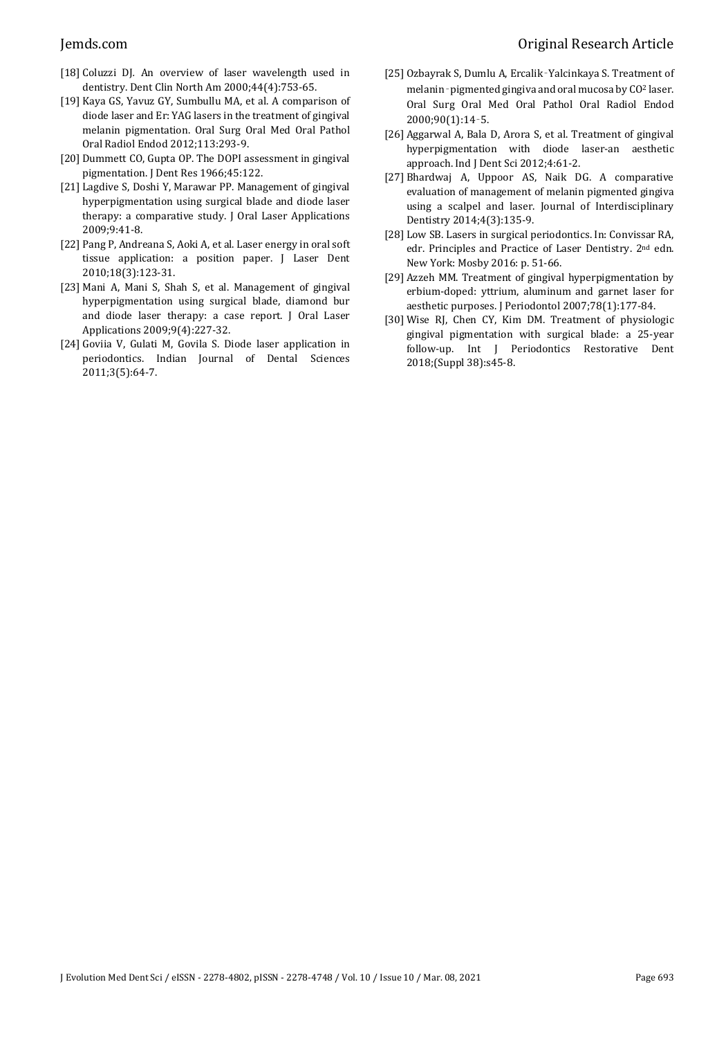[18] Coluzzi DJ. An overview of laser wavelength used in dentistry. Dent Clin North Am 2000;44(4):753-65.

[19] Kaya GS, Yavuz GY, Sumbullu MA, et al. A comparison of diode laser and Er: YAG lasers in the treatment of gingival melanin pigmentation. Oral Surg Oral Med Oral Pathol Oral Radiol Endod 2012;113:293-9.

[20] Dummett CO, Gupta OP. The DOPI assessment in gingival pigmentation. J Dent Res 1966;45:122.

[21] Lagdive S, Doshi Y, Marawar PP. Management of gingival hyperpigmentation using surgical blade and diode laser therapy: a comparative study. J Oral Laser Applications 2009;9:41-8.

[22] Pang P, Andreana S, Aoki A, et al. Laser energy in oral soft tissue application: a position paper. J Laser Dent 2010;18(3):123-31.

[23] Mani A, Mani S, Shah S, et al. Management of gingival hyperpigmentation using surgical blade, diamond bur and diode laser therapy: a case report. J Oral Laser Applications 2009;9(4):227-32.

[24] Goviia V, Gulati M, Govila S. Diode laser application in periodontics. Indian Journal of Dental Sciences 2011;3(5):64-7.

[25] Ozbayrak S, Dumlu A, Ercalik‑Yalcinkaya S. Treatment of melanin‑pigmented gingiva and oral mucosa by $CO^2$ laser. Oral Surg Oral Med Oral Pathol Oral Radiol Endod 2000;90(1):14‑5.

[26] Aggarwal A, Bala D, Arora S, et al. Treatment of gingival hyperpigmentation with diode laser-an aesthetic approach. Ind J Dent Sci 2012;4:61-2.

[27] Bhardwaj A, Uppoor AS, Naik DG. A comparative evaluation of management of melanin pigmented gingiva using a scalpel and laser. Journal of Interdisciplinary Dentistry 2014;4(3):135-9.

[28] Low SB. Lasers in surgical periodontics. In: Convissar RA, edr. Principles and Practice of Laser Dentistry. 2nd edn. New York: Mosby 2016: p. 51-66.

[29] Azzeh MM. Treatment of gingival hyperpigmentation by erbium-doped: yttrium, aluminum and garnet laser for aesthetic purposes. J Periodontol 2007;78(1):177-84.

[30] Wise RJ, Chen CY, Kim DM. Treatment of physiologic gingival pigmentation with surgical blade: a 25-year follow-up. Int J Periodontics Restorative Dent 2018;(Suppl 38):s45-8.